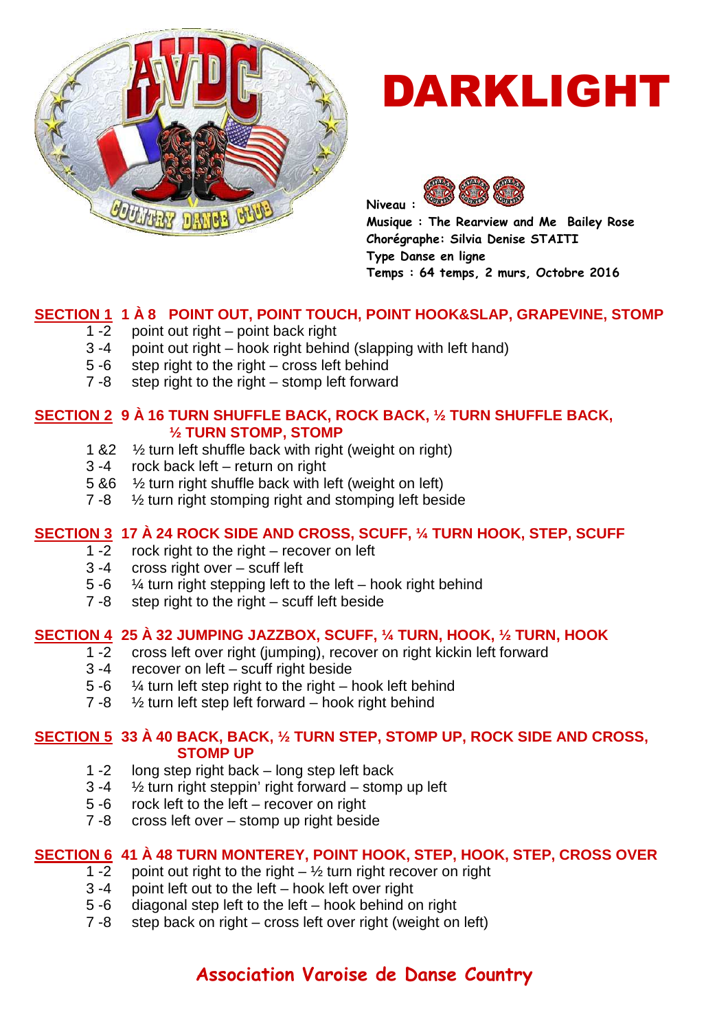# DARKLIGHT

**Niveau :**
**Musique : The Rearview and Me  Bailey Rose**
**Chorégraphe: Silvia Denise STAITI**
**Type Danse en ligne**
**Temps : 64 temps, 2 murs, Octobre 2016**

## SECTION 1  1 À 8   POINT OUT, POINT TOUCH, POINT HOOK&SLAP, GRAPEVINE, STOMP

- 1 -2  point out right – point back right
- 3 -4  point out right – hook right behind (slapping with left hand)
- 5 -6  step right to the right – cross left behind
- 7 -8  step right to the right – stomp left forward

## SECTION 2  9 À 16 TURN SHUFFLE BACK, ROCK BACK, ½ TURN SHUFFLE BACK, ½ TURN STOMP, STOMP

- 1 &2  ½ turn left shuffle back with right (weight on right)
- 3 -4  rock back left – return on right
- 5 &6  ½ turn right shuffle back with left (weight on left)
- 7 -8  ½ turn right stomping right and stomping left beside

## SECTION 3  17 À 24 ROCK SIDE AND CROSS, SCUFF, ¼ TURN HOOK, STEP, SCUFF

- 1 -2  rock right to the right – recover on left
- 3 -4  cross right over – scuff left
- 5 -6  ¼ turn right stepping left to the left – hook right behind
- 7 -8  step right to the right – scuff left beside

## SECTION 4  25 À 32 JUMPING JAZZBOX, SCUFF, ¼ TURN, HOOK, ½ TURN, HOOK

- 1 -2  cross left over right (jumping), recover on right kickin left forward
- 3 -4  recover on left – scuff right beside
- 5 -6  ¼ turn left step right to the right – hook left behind
- 7 -8  ½ turn left step left forward – hook right behind

## SECTION 5  33 À 40 BACK, BACK, ½ TURN STEP, STOMP UP, ROCK SIDE AND CROSS, STOMP UP

- 1 -2  long step right back – long step left back
- 3 -4  ½ turn right steppin' right forward – stomp up left
- 5 -6  rock left to the left – recover on right
- 7 -8  cross left over – stomp up right beside

## SECTION 6  41 À 48 TURN MONTEREY, POINT HOOK, STEP, HOOK, STEP, CROSS OVER

- 1 -2  point out right to the right – ½ turn right recover on right
- 3 -4  point left out to the left – hook left over right
- 5 -6  diagonal step left to the left – hook behind on right
- 7 -8  step back on right – cross left over right (weight on left)

**Association Varoise de Danse Country**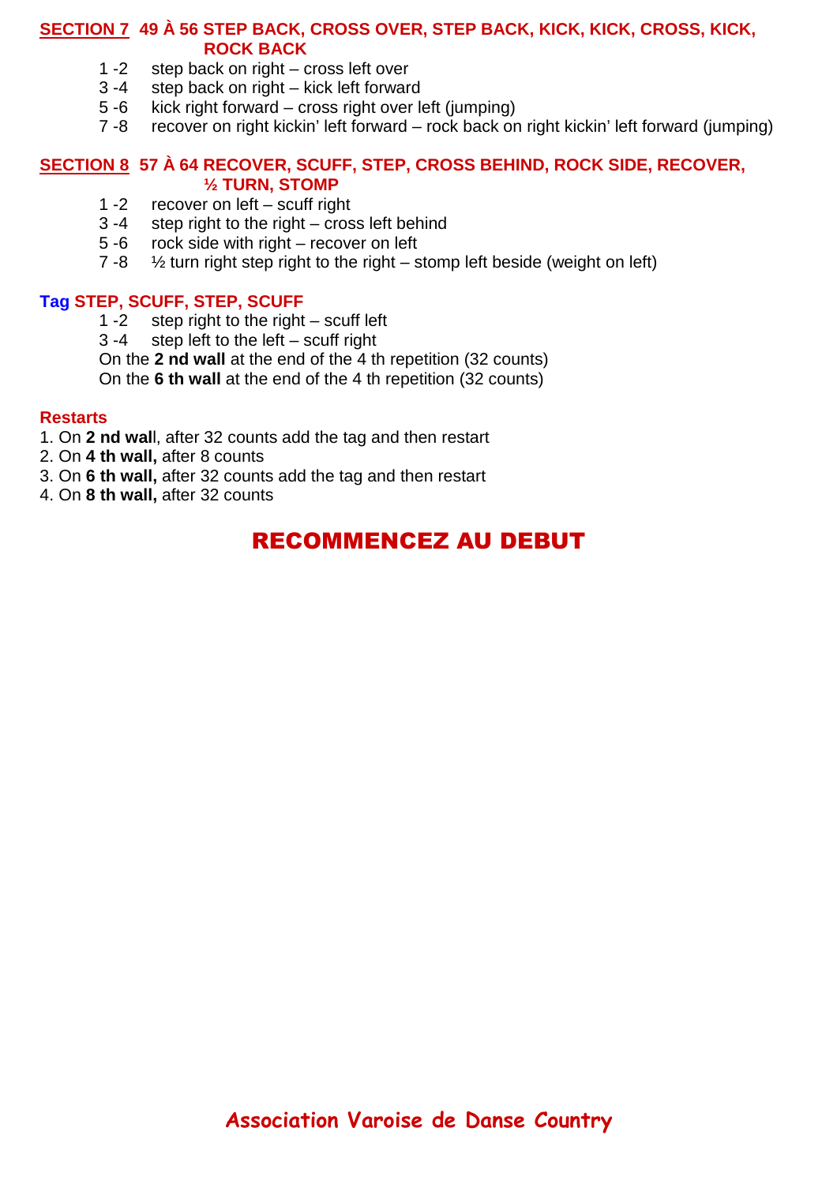**SECTION 7 49 À 56 STEP BACK, CROSS OVER, STEP BACK, KICK, KICK, CROSS, KICK, ROCK BACK**

1 -2 step back on right – cross left over
3 -4 step back on right – kick left forward
5 -6 kick right forward – cross right over left (jumping)
7 -8 recover on right kickin' left forward – rock back on right kickin' left forward (jumping)

**SECTION 8 57 À 64 RECOVER, SCUFF, STEP, CROSS BEHIND, ROCK SIDE, RECOVER, ½ TURN, STOMP**

1 -2 recover on left – scuff right
3 -4 step right to the right – cross left behind
5 -6 rock side with right – recover on left
7 -8 ½ turn right step right to the right – stomp left beside (weight on left)

**Tag STEP, SCUFF, STEP, SCUFF**

1 -2 step right to the right – scuff left
3 -4 step left to the left – scuff right
On the **2 nd wall** at the end of the 4 th repetition (32 counts)
On the **6 th wall** at the end of the 4 th repetition (32 counts)

**Restarts**

1. On **2 nd wal**l, after 32 counts add the tag and then restart
2. On **4 th wall,** after 8 counts
3. On **6 th wall,** after 32 counts add the tag and then restart
4. On **8 th wall,** after 32 counts

## RECOMMENCEZ AU DEBUT

Association Varoise de Danse Country